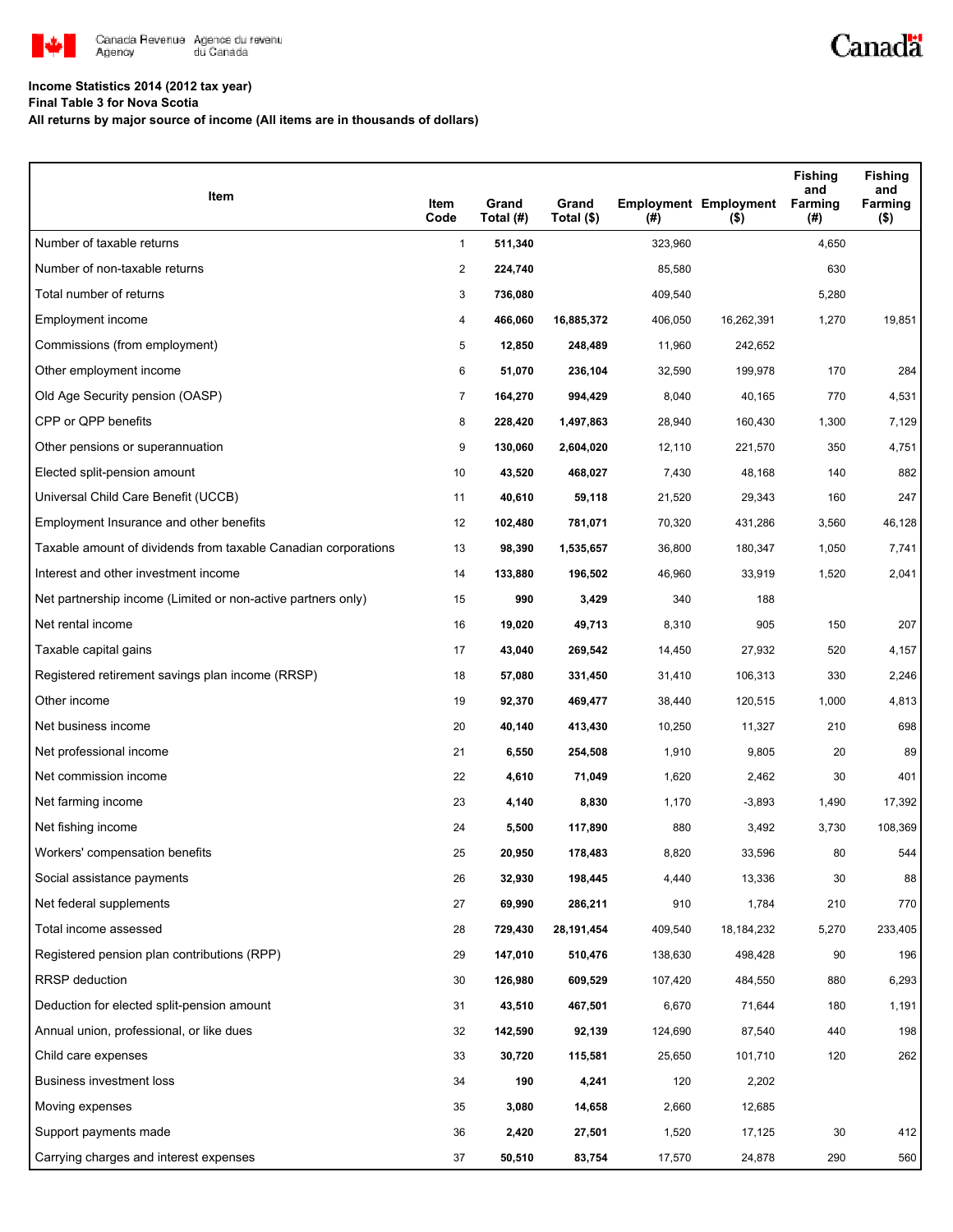Canada Revenue Agency / Agence du revenu du Canada

**Income Statistics 2014 (2012 tax year)**
**Final Table 3 for Nova Scotia**
**All returns by major source of income (All items are in thousands of dollars)**

| Item | Item Code | Grand Total (#) | Grand Total ($) | Employment (#) | Employment ($) | Fishing and Farming (#) | Fishing and Farming ($) |
|---|---|---|---|---|---|---|---|
| Number of taxable returns | 1 | **511,340** | | 323,960 | | 4,650 | |
| Number of non-taxable returns | 2 | **224,740** | | 85,580 | | 630 | |
| Total number of returns | 3 | **736,080** | | 409,540 | | 5,280 | |
| Employment income | 4 | **466,060** | **16,885,372** | 406,050 | 16,262,391 | 1,270 | 19,851 |
| Commissions (from employment) | 5 | **12,850** | **248,489** | 11,960 | 242,652 | | |
| Other employment income | 6 | **51,070** | **236,104** | 32,590 | 199,978 | 170 | 284 |
| Old Age Security pension (OASP) | 7 | **164,270** | **994,429** | 8,040 | 40,165 | 770 | 4,531 |
| CPP or QPP benefits | 8 | **228,420** | **1,497,863** | 28,940 | 160,430 | 1,300 | 7,129 |
| Other pensions or superannuation | 9 | **130,060** | **2,604,020** | 12,110 | 221,570 | 350 | 4,751 |
| Elected split-pension amount | 10 | **43,520** | **468,027** | 7,430 | 48,168 | 140 | 882 |
| Universal Child Care Benefit (UCCB) | 11 | **40,610** | **59,118** | 21,520 | 29,343 | 160 | 247 |
| Employment Insurance and other benefits | 12 | **102,480** | **781,071** | 70,320 | 431,286 | 3,560 | 46,128 |
| Taxable amount of dividends from taxable Canadian corporations | 13 | **98,390** | **1,535,657** | 36,800 | 180,347 | 1,050 | 7,741 |
| Interest and other investment income | 14 | **133,880** | **196,502** | 46,960 | 33,919 | 1,520 | 2,041 |
| Net partnership income (Limited or non-active partners only) | 15 | **990** | **3,429** | 340 | 188 | | |
| Net rental income | 16 | **19,020** | **49,713** | 8,310 | 905 | 150 | 207 |
| Taxable capital gains | 17 | **43,040** | **269,542** | 14,450 | 27,932 | 520 | 4,157 |
| Registered retirement savings plan income (RRSP) | 18 | **57,080** | **331,450** | 31,410 | 106,313 | 330 | 2,246 |
| Other income | 19 | **92,370** | **469,477** | 38,440 | 120,515 | 1,000 | 4,813 |
| Net business income | 20 | **40,140** | **413,430** | 10,250 | 11,327 | 210 | 698 |
| Net professional income | 21 | **6,550** | **254,508** | 1,910 | 9,805 | 20 | 89 |
| Net commission income | 22 | **4,610** | **71,049** | 1,620 | 2,462 | 30 | 401 |
| Net farming income | 23 | **4,140** | **8,830** | 1,170 | -3,893 | 1,490 | 17,392 |
| Net fishing income | 24 | **5,500** | **117,890** | 880 | 3,492 | 3,730 | 108,369 |
| Workers' compensation benefits | 25 | **20,950** | **178,483** | 8,820 | 33,596 | 80 | 544 |
| Social assistance payments | 26 | **32,930** | **198,445** | 4,440 | 13,336 | 30 | 88 |
| Net federal supplements | 27 | **69,990** | **286,211** | 910 | 1,784 | 210 | 770 |
| Total income assessed | 28 | **729,430** | **28,191,454** | 409,540 | 18,184,232 | 5,270 | 233,405 |
| Registered pension plan contributions (RPP) | 29 | **147,010** | **510,476** | 138,630 | 498,428 | 90 | 196 |
| RRSP deduction | 30 | **126,980** | **609,529** | 107,420 | 484,550 | 880 | 6,293 |
| Deduction for elected split-pension amount | 31 | **43,510** | **467,501** | 6,670 | 71,644 | 180 | 1,191 |
| Annual union, professional, or like dues | 32 | **142,590** | **92,139** | 124,690 | 87,540 | 440 | 198 |
| Child care expenses | 33 | **30,720** | **115,581** | 25,650 | 101,710 | 120 | 262 |
| Business investment loss | 34 | **190** | **4,241** | 120 | 2,202 | | |
| Moving expenses | 35 | **3,080** | **14,658** | 2,660 | 12,685 | | |
| Support payments made | 36 | **2,420** | **27,501** | 1,520 | 17,125 | 30 | 412 |
| Carrying charges and interest expenses | 37 | **50,510** | **83,754** | 17,570 | 24,878 | 290 | 560 |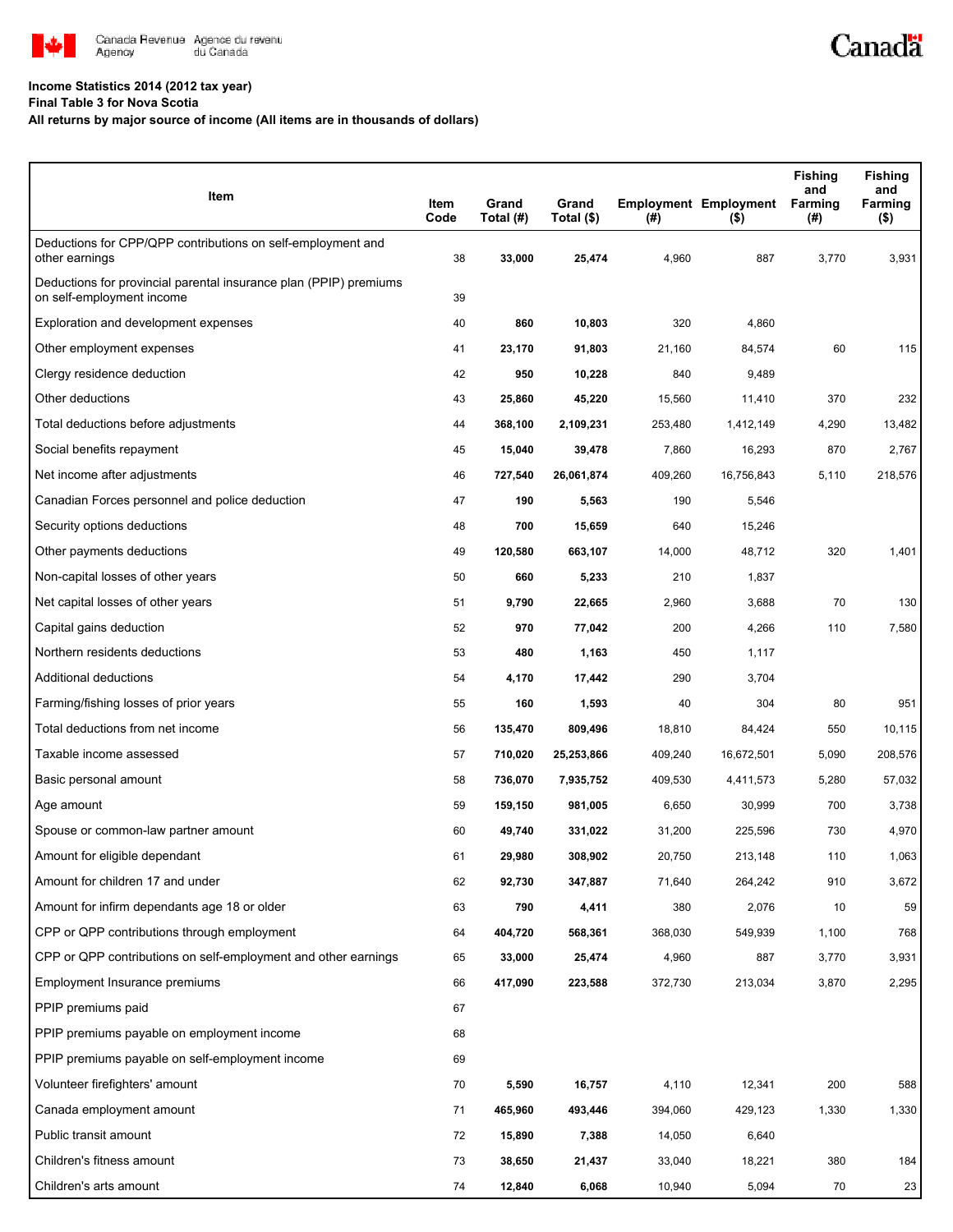**Income Statistics 2014 (2012 tax year)**
**Final Table 3 for Nova Scotia**
**All returns by major source of income (All items are in thousands of dollars)**

| Item | Item Code | Grand Total (#) | Grand Total ($) | Employment (#) | Employment ($) | Fishing and Farming (#) | Fishing and Farming ($) |
|---|---|---|---|---|---|---|---|
| Deductions for CPP/QPP contributions on self-employment and other earnings | 38 | **33,000** | **25,474** | 4,960 | 887 | 3,770 | 3,931 |
| Deductions for provincial parental insurance plan (PPIP) premiums on self-employment income | 39 | | | | | | |
| Exploration and development expenses | 40 | **860** | **10,803** | 320 | 4,860 | | |
| Other employment expenses | 41 | **23,170** | **91,803** | 21,160 | 84,574 | 60 | 115 |
| Clergy residence deduction | 42 | **950** | **10,228** | 840 | 9,489 | | |
| Other deductions | 43 | **25,860** | **45,220** | 15,560 | 11,410 | 370 | 232 |
| Total deductions before adjustments | 44 | **368,100** | **2,109,231** | 253,480 | 1,412,149 | 4,290 | 13,482 |
| Social benefits repayment | 45 | **15,040** | **39,478** | 7,860 | 16,293 | 870 | 2,767 |
| Net income after adjustments | 46 | **727,540** | **26,061,874** | 409,260 | 16,756,843 | 5,110 | 218,576 |
| Canadian Forces personnel and police deduction | 47 | **190** | **5,563** | 190 | 5,546 | | |
| Security options deductions | 48 | **700** | **15,659** | 640 | 15,246 | | |
| Other payments deductions | 49 | **120,580** | **663,107** | 14,000 | 48,712 | 320 | 1,401 |
| Non-capital losses of other years | 50 | **660** | **5,233** | 210 | 1,837 | | |
| Net capital losses of other years | 51 | **9,790** | **22,665** | 2,960 | 3,688 | 70 | 130 |
| Capital gains deduction | 52 | **970** | **77,042** | 200 | 4,266 | 110 | 7,580 |
| Northern residents deductions | 53 | **480** | **1,163** | 450 | 1,117 | | |
| Additional deductions | 54 | **4,170** | **17,442** | 290 | 3,704 | | |
| Farming/fishing losses of prior years | 55 | **160** | **1,593** | 40 | 304 | 80 | 951 |
| Total deductions from net income | 56 | **135,470** | **809,496** | 18,810 | 84,424 | 550 | 10,115 |
| Taxable income assessed | 57 | **710,020** | **25,253,866** | 409,240 | 16,672,501 | 5,090 | 208,576 |
| Basic personal amount | 58 | **736,070** | **7,935,752** | 409,530 | 4,411,573 | 5,280 | 57,032 |
| Age amount | 59 | **159,150** | **981,005** | 6,650 | 30,999 | 700 | 3,738 |
| Spouse or common-law partner amount | 60 | **49,740** | **331,022** | 31,200 | 225,596 | 730 | 4,970 |
| Amount for eligible dependant | 61 | **29,980** | **308,902** | 20,750 | 213,148 | 110 | 1,063 |
| Amount for children 17 and under | 62 | **92,730** | **347,887** | 71,640 | 264,242 | 910 | 3,672 |
| Amount for infirm dependants age 18 or older | 63 | **790** | **4,411** | 380 | 2,076 | 10 | 59 |
| CPP or QPP contributions through employment | 64 | **404,720** | **568,361** | 368,030 | 549,939 | 1,100 | 768 |
| CPP or QPP contributions on self-employment and other earnings | 65 | **33,000** | **25,474** | 4,960 | 887 | 3,770 | 3,931 |
| Employment Insurance premiums | 66 | **417,090** | **223,588** | 372,730 | 213,034 | 3,870 | 2,295 |
| PPIP premiums paid | 67 | | | | | | |
| PPIP premiums payable on employment income | 68 | | | | | | |
| PPIP premiums payable on self-employment income | 69 | | | | | | |
| Volunteer firefighters' amount | 70 | **5,590** | **16,757** | 4,110 | 12,341 | 200 | 588 |
| Canada employment amount | 71 | **465,960** | **493,446** | 394,060 | 429,123 | 1,330 | 1,330 |
| Public transit amount | 72 | **15,890** | **7,388** | 14,050 | 6,640 | | |
| Children's fitness amount | 73 | **38,650** | **21,437** | 33,040 | 18,221 | 380 | 184 |
| Children's arts amount | 74 | **12,840** | **6,068** | 10,940 | 5,094 | 70 | 23 |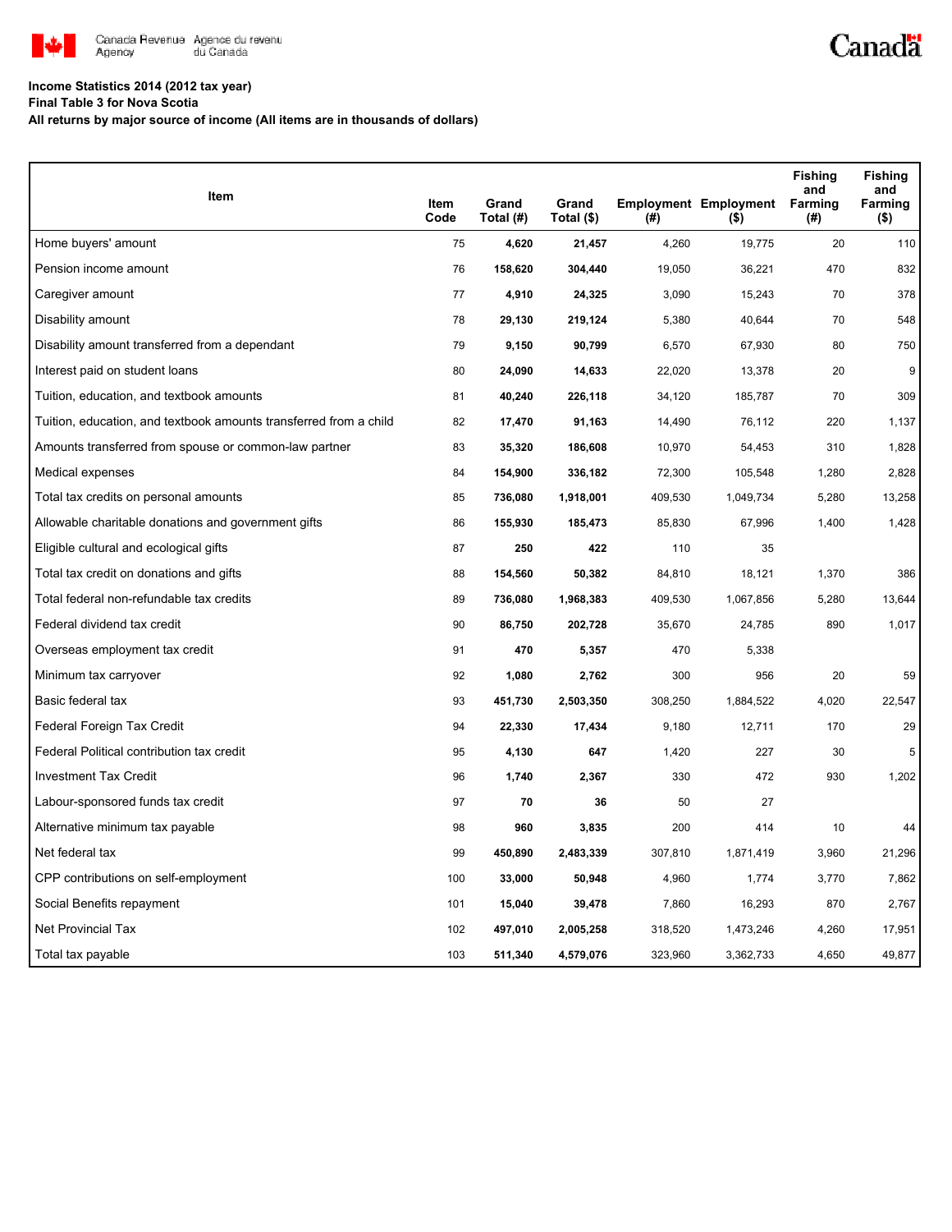**Income Statistics 2014 (2012 tax year)**
**Final Table 3 for Nova Scotia**
**All returns by major source of income (All items are in thousands of dollars)**

| Item | Item Code | Grand Total (#) | Grand Total ($) | Employment (#) | Employment ($) | Fishing and Farming (#) | Fishing and Farming ($) |
|---|---|---|---|---|---|---|---|
| Home buyers' amount | 75 | **4,620** | **21,457** | 4,260 | 19,775 | 20 | 110 |
| Pension income amount | 76 | **158,620** | **304,440** | 19,050 | 36,221 | 470 | 832 |
| Caregiver amount | 77 | **4,910** | **24,325** | 3,090 | 15,243 | 70 | 378 |
| Disability amount | 78 | **29,130** | **219,124** | 5,380 | 40,644 | 70 | 548 |
| Disability amount transferred from a dependant | 79 | **9,150** | **90,799** | 6,570 | 67,930 | 80 | 750 |
| Interest paid on student loans | 80 | **24,090** | **14,633** | 22,020 | 13,378 | 20 | 9 |
| Tuition, education, and textbook amounts | 81 | **40,240** | **226,118** | 34,120 | 185,787 | 70 | 309 |
| Tuition, education, and textbook amounts transferred from a child | 82 | **17,470** | **91,163** | 14,490 | 76,112 | 220 | 1,137 |
| Amounts transferred from spouse or common-law partner | 83 | **35,320** | **186,608** | 10,970 | 54,453 | 310 | 1,828 |
| Medical expenses | 84 | **154,900** | **336,182** | 72,300 | 105,548 | 1,280 | 2,828 |
| Total tax credits on personal amounts | 85 | **736,080** | **1,918,001** | 409,530 | 1,049,734 | 5,280 | 13,258 |
| Allowable charitable donations and government gifts | 86 | **155,930** | **185,473** | 85,830 | 67,996 | 1,400 | 1,428 |
| Eligible cultural and ecological gifts | 87 | **250** | **422** | 110 | 35 | | |
| Total tax credit on donations and gifts | 88 | **154,560** | **50,382** | 84,810 | 18,121 | 1,370 | 386 |
| Total federal non-refundable tax credits | 89 | **736,080** | **1,968,383** | 409,530 | 1,067,856 | 5,280 | 13,644 |
| Federal dividend tax credit | 90 | **86,750** | **202,728** | 35,670 | 24,785 | 890 | 1,017 |
| Overseas employment tax credit | 91 | **470** | **5,357** | 470 | 5,338 | | |
| Minimum tax carryover | 92 | **1,080** | **2,762** | 300 | 956 | 20 | 59 |
| Basic federal tax | 93 | **451,730** | **2,503,350** | 308,250 | 1,884,522 | 4,020 | 22,547 |
| Federal Foreign Tax Credit | 94 | **22,330** | **17,434** | 9,180 | 12,711 | 170 | 29 |
| Federal Political contribution tax credit | 95 | **4,130** | **647** | 1,420 | 227 | 30 | 5 |
| Investment Tax Credit | 96 | **1,740** | **2,367** | 330 | 472 | 930 | 1,202 |
| Labour-sponsored funds tax credit | 97 | **70** | **36** | 50 | 27 | | |
| Alternative minimum tax payable | 98 | **960** | **3,835** | 200 | 414 | 10 | 44 |
| Net federal tax | 99 | **450,890** | **2,483,339** | 307,810 | 1,871,419 | 3,960 | 21,296 |
| CPP contributions on self-employment | 100 | **33,000** | **50,948** | 4,960 | 1,774 | 3,770 | 7,862 |
| Social Benefits repayment | 101 | **15,040** | **39,478** | 7,860 | 16,293 | 870 | 2,767 |
| Net Provincial Tax | 102 | **497,010** | **2,005,258** | 318,520 | 1,473,246 | 4,260 | 17,951 |
| Total tax payable | 103 | **511,340** | **4,579,076** | 323,960 | 3,362,733 | 4,650 | 49,877 |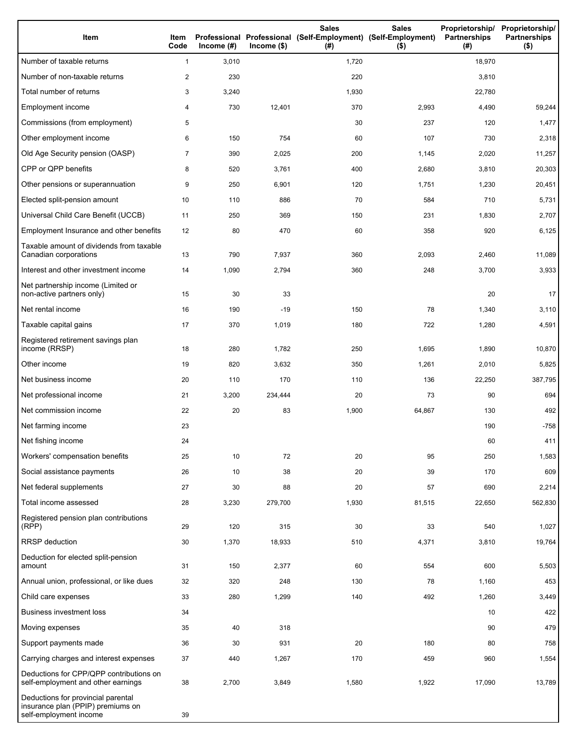| Item | Item Code | Professional Income (#) | Professional Income ($) | Sales (Self-Employment) (#) | Sales (Self-Employment) ($) | Proprietorship/ Partnerships (#) | Proprietorship/ Partnerships ($) |
|---|---|---|---|---|---|---|---|
| Number of taxable returns | 1 | 3,010 | | 1,720 | | 18,970 | |
| Number of non-taxable returns | 2 | 230 | | 220 | | 3,810 | |
| Total number of returns | 3 | 3,240 | | 1,930 | | 22,780 | |
| Employment income | 4 | 730 | 12,401 | 370 | 2,993 | 4,490 | 59,244 |
| Commissions (from employment) | 5 | | | 30 | 237 | 120 | 1,477 |
| Other employment income | 6 | 150 | 754 | 60 | 107 | 730 | 2,318 |
| Old Age Security pension (OASP) | 7 | 390 | 2,025 | 200 | 1,145 | 2,020 | 11,257 |
| CPP or QPP benefits | 8 | 520 | 3,761 | 400 | 2,680 | 3,810 | 20,303 |
| Other pensions or superannuation | 9 | 250 | 6,901 | 120 | 1,751 | 1,230 | 20,451 |
| Elected split-pension amount | 10 | 110 | 886 | 70 | 584 | 710 | 5,731 |
| Universal Child Care Benefit (UCCB) | 11 | 250 | 369 | 150 | 231 | 1,830 | 2,707 |
| Employment Insurance and other benefits | 12 | 80 | 470 | 60 | 358 | 920 | 6,125 |
| Taxable amount of dividends from taxable Canadian corporations | 13 | 790 | 7,937 | 360 | 2,093 | 2,460 | 11,089 |
| Interest and other investment income | 14 | 1,090 | 2,794 | 360 | 248 | 3,700 | 3,933 |
| Net partnership income (Limited or non-active partners only) | 15 | 30 | 33 | | | 20 | 17 |
| Net rental income | 16 | 190 | -19 | 150 | 78 | 1,340 | 3,110 |
| Taxable capital gains | 17 | 370 | 1,019 | 180 | 722 | 1,280 | 4,591 |
| Registered retirement savings plan income (RRSP) | 18 | 280 | 1,782 | 250 | 1,695 | 1,890 | 10,870 |
| Other income | 19 | 820 | 3,632 | 350 | 1,261 | 2,010 | 5,825 |
| Net business income | 20 | 110 | 170 | 110 | 136 | 22,250 | 387,795 |
| Net professional income | 21 | 3,200 | 234,444 | 20 | 73 | 90 | 694 |
| Net commission income | 22 | 20 | 83 | 1,900 | 64,867 | 130 | 492 |
| Net farming income | 23 | | | | | 190 | -758 |
| Net fishing income | 24 | | | | | 60 | 411 |
| Workers' compensation benefits | 25 | 10 | 72 | 20 | 95 | 250 | 1,583 |
| Social assistance payments | 26 | 10 | 38 | 20 | 39 | 170 | 609 |
| Net federal supplements | 27 | 30 | 88 | 20 | 57 | 690 | 2,214 |
| Total income assessed | 28 | 3,230 | 279,700 | 1,930 | 81,515 | 22,650 | 562,830 |
| Registered pension plan contributions (RPP) | 29 | 120 | 315 | 30 | 33 | 540 | 1,027 |
| RRSP deduction | 30 | 1,370 | 18,933 | 510 | 4,371 | 3,810 | 19,764 |
| Deduction for elected split-pension amount | 31 | 150 | 2,377 | 60 | 554 | 600 | 5,503 |
| Annual union, professional, or like dues | 32 | 320 | 248 | 130 | 78 | 1,160 | 453 |
| Child care expenses | 33 | 280 | 1,299 | 140 | 492 | 1,260 | 3,449 |
| Business investment loss | 34 | | | | | 10 | 422 |
| Moving expenses | 35 | 40 | 318 | | | 90 | 479 |
| Support payments made | 36 | 30 | 931 | 20 | 180 | 80 | 758 |
| Carrying charges and interest expenses | 37 | 440 | 1,267 | 170 | 459 | 960 | 1,554 |
| Deductions for CPP/QPP contributions on self-employment and other earnings | 38 | 2,700 | 3,849 | 1,580 | 1,922 | 17,090 | 13,789 |
| Deductions for provincial parental insurance plan (PPIP) premiums on self-employment income | 39 | | | | | | |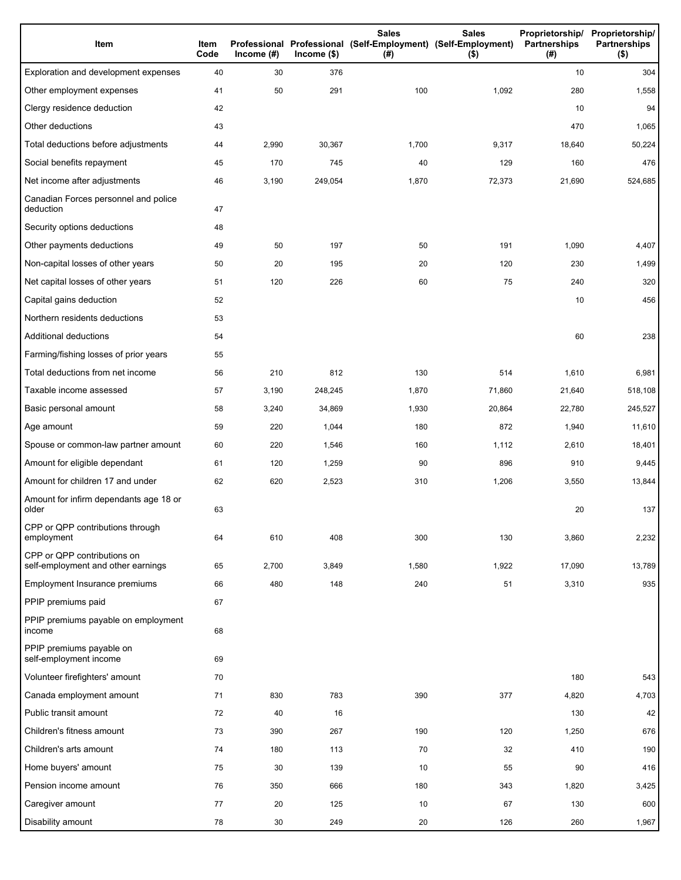| Item | Item Code | Professional Income (#) | Professional Income ($) | Sales (Self-Employment) (#) | Sales (Self-Employment) ($) | Proprietorship/ Partnerships (#) | Proprietorship/ Partnerships ($) |
|---|---|---|---|---|---|---|---|
| Exploration and development expenses | 40 | 30 | 376 | | | 10 | 304 |
| Other employment expenses | 41 | 50 | 291 | 100 | 1,092 | 280 | 1,558 |
| Clergy residence deduction | 42 | | | | | 10 | 94 |
| Other deductions | 43 | | | | | 470 | 1,065 |
| Total deductions before adjustments | 44 | 2,990 | 30,367 | 1,700 | 9,317 | 18,640 | 50,224 |
| Social benefits repayment | 45 | 170 | 745 | 40 | 129 | 160 | 476 |
| Net income after adjustments | 46 | 3,190 | 249,054 | 1,870 | 72,373 | 21,690 | 524,685 |
| Canadian Forces personnel and police deduction | 47 | | | | | | |
| Security options deductions | 48 | | | | | | |
| Other payments deductions | 49 | 50 | 197 | 50 | 191 | 1,090 | 4,407 |
| Non-capital losses of other years | 50 | 20 | 195 | 20 | 120 | 230 | 1,499 |
| Net capital losses of other years | 51 | 120 | 226 | 60 | 75 | 240 | 320 |
| Capital gains deduction | 52 | | | | | 10 | 456 |
| Northern residents deductions | 53 | | | | | | |
| Additional deductions | 54 | | | | | 60 | 238 |
| Farming/fishing losses of prior years | 55 | | | | | | |
| Total deductions from net income | 56 | 210 | 812 | 130 | 514 | 1,610 | 6,981 |
| Taxable income assessed | 57 | 3,190 | 248,245 | 1,870 | 71,860 | 21,640 | 518,108 |
| Basic personal amount | 58 | 3,240 | 34,869 | 1,930 | 20,864 | 22,780 | 245,527 |
| Age amount | 59 | 220 | 1,044 | 180 | 872 | 1,940 | 11,610 |
| Spouse or common-law partner amount | 60 | 220 | 1,546 | 160 | 1,112 | 2,610 | 18,401 |
| Amount for eligible dependant | 61 | 120 | 1,259 | 90 | 896 | 910 | 9,445 |
| Amount for children 17 and under | 62 | 620 | 2,523 | 310 | 1,206 | 3,550 | 13,844 |
| Amount for infirm dependants age 18 or older | 63 | | | | | 20 | 137 |
| CPP or QPP contributions through employment | 64 | 610 | 408 | 300 | 130 | 3,860 | 2,232 |
| CPP or QPP contributions on self-employment and other earnings | 65 | 2,700 | 3,849 | 1,580 | 1,922 | 17,090 | 13,789 |
| Employment Insurance premiums | 66 | 480 | 148 | 240 | 51 | 3,310 | 935 |
| PPIP premiums paid | 67 | | | | | | |
| PPIP premiums payable on employment income | 68 | | | | | | |
| PPIP premiums payable on self-employment income | 69 | | | | | | |
| Volunteer firefighters' amount | 70 | | | | | 180 | 543 |
| Canada employment amount | 71 | 830 | 783 | 390 | 377 | 4,820 | 4,703 |
| Public transit amount | 72 | 40 | 16 | | | 130 | 42 |
| Children's fitness amount | 73 | 390 | 267 | 190 | 120 | 1,250 | 676 |
| Children's arts amount | 74 | 180 | 113 | 70 | 32 | 410 | 190 |
| Home buyers' amount | 75 | 30 | 139 | 10 | 55 | 90 | 416 |
| Pension income amount | 76 | 350 | 666 | 180 | 343 | 1,820 | 3,425 |
| Caregiver amount | 77 | 20 | 125 | 10 | 67 | 130 | 600 |
| Disability amount | 78 | 30 | 249 | 20 | 126 | 260 | 1,967 |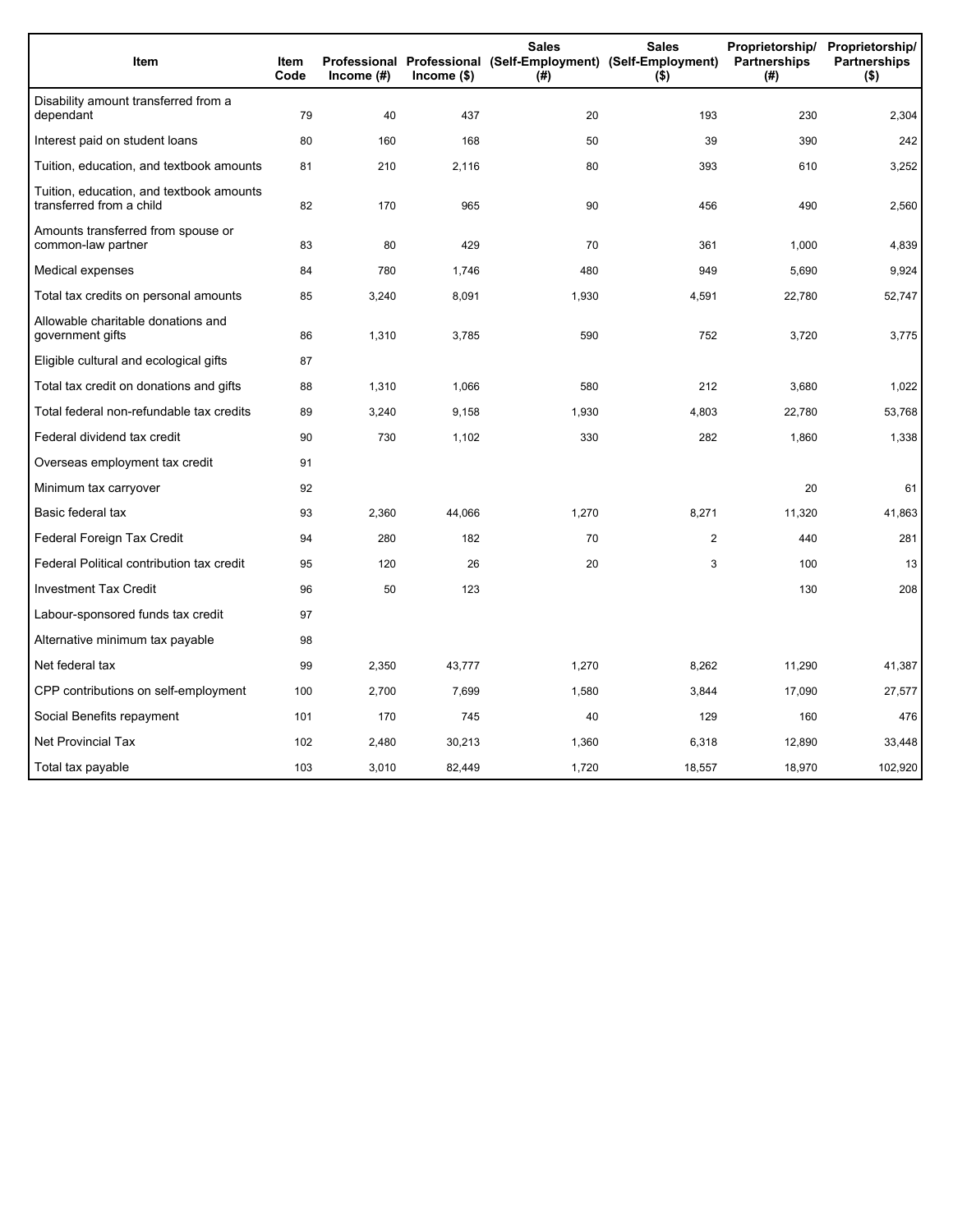| Item | Item Code | Professional Income (#) | Professional Income ($) | Sales (Self-Employment) (#) | Sales (Self-Employment) ($) | Proprietorship/ Partnerships (#) | Proprietorship/ Partnerships ($) |
|---|---|---|---|---|---|---|---|
| Disability amount transferred from a dependant | 79 | 40 | 437 | 20 | 193 | 230 | 2,304 |
| Interest paid on student loans | 80 | 160 | 168 | 50 | 39 | 390 | 242 |
| Tuition, education, and textbook amounts | 81 | 210 | 2,116 | 80 | 393 | 610 | 3,252 |
| Tuition, education, and textbook amounts transferred from a child | 82 | 170 | 965 | 90 | 456 | 490 | 2,560 |
| Amounts transferred from spouse or common-law partner | 83 | 80 | 429 | 70 | 361 | 1,000 | 4,839 |
| Medical expenses | 84 | 780 | 1,746 | 480 | 949 | 5,690 | 9,924 |
| Total tax credits on personal amounts | 85 | 3,240 | 8,091 | 1,930 | 4,591 | 22,780 | 52,747 |
| Allowable charitable donations and government gifts | 86 | 1,310 | 3,785 | 590 | 752 | 3,720 | 3,775 |
| Eligible cultural and ecological gifts | 87 | | | | | | |
| Total tax credit on donations and gifts | 88 | 1,310 | 1,066 | 580 | 212 | 3,680 | 1,022 |
| Total federal non-refundable tax credits | 89 | 3,240 | 9,158 | 1,930 | 4,803 | 22,780 | 53,768 |
| Federal dividend tax credit | 90 | 730 | 1,102 | 330 | 282 | 1,860 | 1,338 |
| Overseas employment tax credit | 91 | | | | | | |
| Minimum tax carryover | 92 | | | | | 20 | 61 |
| Basic federal tax | 93 | 2,360 | 44,066 | 1,270 | 8,271 | 11,320 | 41,863 |
| Federal Foreign Tax Credit | 94 | 280 | 182 | 70 | 2 | 440 | 281 |
| Federal Political contribution tax credit | 95 | 120 | 26 | 20 | 3 | 100 | 13 |
| Investment Tax Credit | 96 | 50 | 123 | | | 130 | 208 |
| Labour-sponsored funds tax credit | 97 | | | | | | |
| Alternative minimum tax payable | 98 | | | | | | |
| Net federal tax | 99 | 2,350 | 43,777 | 1,270 | 8,262 | 11,290 | 41,387 |
| CPP contributions on self-employment | 100 | 2,700 | 7,699 | 1,580 | 3,844 | 17,090 | 27,577 |
| Social Benefits repayment | 101 | 170 | 745 | 40 | 129 | 160 | 476 |
| Net Provincial Tax | 102 | 2,480 | 30,213 | 1,360 | 6,318 | 12,890 | 33,448 |
| Total tax payable | 103 | 3,010 | 82,449 | 1,720 | 18,557 | 18,970 | 102,920 |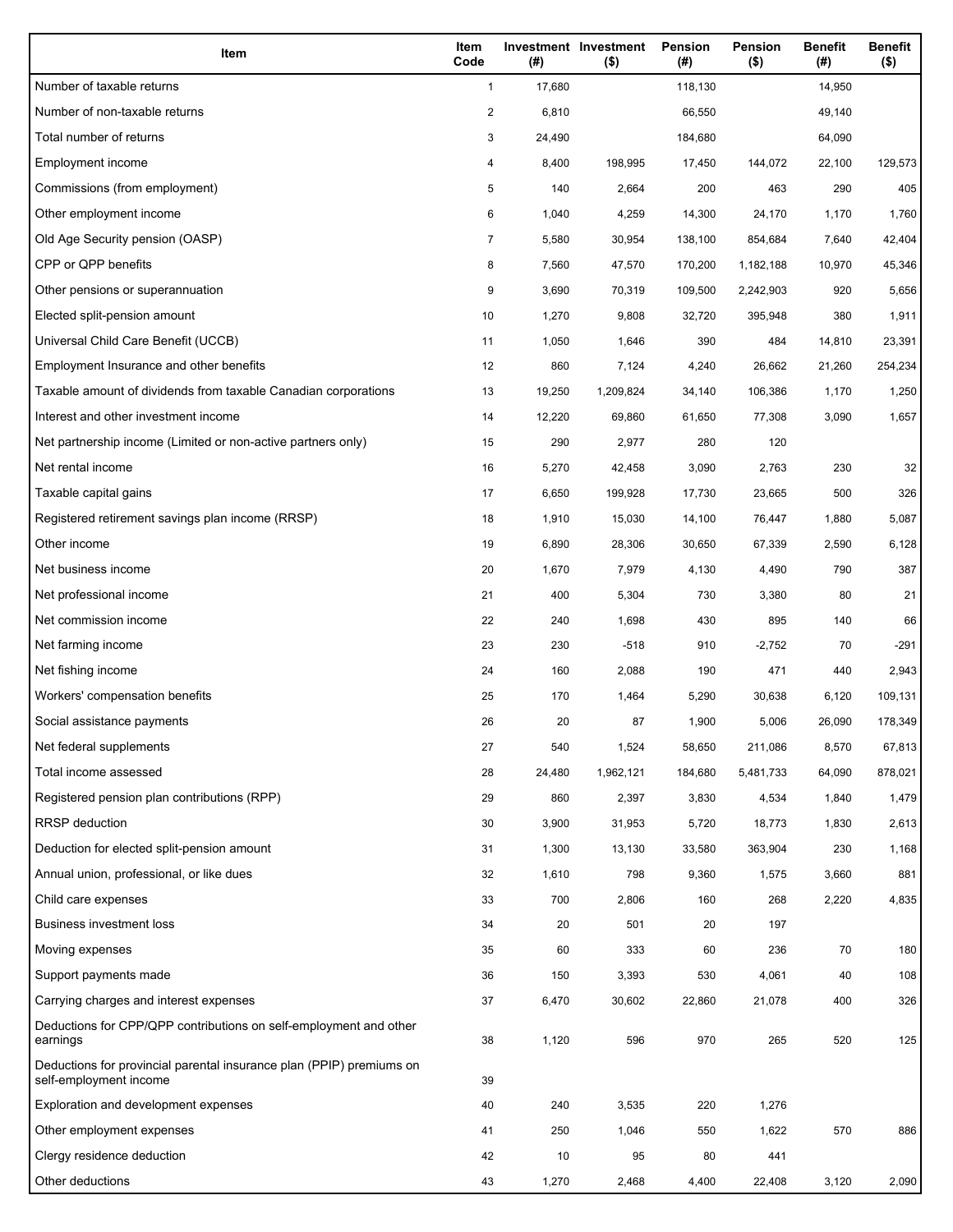| Item | Item Code | Investment (#) | Investment ($) | Pension (#) | Pension ($) | Benefit (#) | Benefit ($) |
|---|---|---|---|---|---|---|---|
| Number of taxable returns | 1 | 17,680 | | 118,130 | | 14,950 | |
| Number of non-taxable returns | 2 | 6,810 | | 66,550 | | 49,140 | |
| Total number of returns | 3 | 24,490 | | 184,680 | | 64,090 | |
| Employment income | 4 | 8,400 | 198,995 | 17,450 | 144,072 | 22,100 | 129,573 |
| Commissions (from employment) | 5 | 140 | 2,664 | 200 | 463 | 290 | 405 |
| Other employment income | 6 | 1,040 | 4,259 | 14,300 | 24,170 | 1,170 | 1,760 |
| Old Age Security pension (OASP) | 7 | 5,580 | 30,954 | 138,100 | 854,684 | 7,640 | 42,404 |
| CPP or QPP benefits | 8 | 7,560 | 47,570 | 170,200 | 1,182,188 | 10,970 | 45,346 |
| Other pensions or superannuation | 9 | 3,690 | 70,319 | 109,500 | 2,242,903 | 920 | 5,656 |
| Elected split-pension amount | 10 | 1,270 | 9,808 | 32,720 | 395,948 | 380 | 1,911 |
| Universal Child Care Benefit (UCCB) | 11 | 1,050 | 1,646 | 390 | 484 | 14,810 | 23,391 |
| Employment Insurance and other benefits | 12 | 860 | 7,124 | 4,240 | 26,662 | 21,260 | 254,234 |
| Taxable amount of dividends from taxable Canadian corporations | 13 | 19,250 | 1,209,824 | 34,140 | 106,386 | 1,170 | 1,250 |
| Interest and other investment income | 14 | 12,220 | 69,860 | 61,650 | 77,308 | 3,090 | 1,657 |
| Net partnership income (Limited or non-active partners only) | 15 | 290 | 2,977 | 280 | 120 | | |
| Net rental income | 16 | 5,270 | 42,458 | 3,090 | 2,763 | 230 | 32 |
| Taxable capital gains | 17 | 6,650 | 199,928 | 17,730 | 23,665 | 500 | 326 |
| Registered retirement savings plan income (RRSP) | 18 | 1,910 | 15,030 | 14,100 | 76,447 | 1,880 | 5,087 |
| Other income | 19 | 6,890 | 28,306 | 30,650 | 67,339 | 2,590 | 6,128 |
| Net business income | 20 | 1,670 | 7,979 | 4,130 | 4,490 | 790 | 387 |
| Net professional income | 21 | 400 | 5,304 | 730 | 3,380 | 80 | 21 |
| Net commission income | 22 | 240 | 1,698 | 430 | 895 | 140 | 66 |
| Net farming income | 23 | 230 | -518 | 910 | -2,752 | 70 | -291 |
| Net fishing income | 24 | 160 | 2,088 | 190 | 471 | 440 | 2,943 |
| Workers' compensation benefits | 25 | 170 | 1,464 | 5,290 | 30,638 | 6,120 | 109,131 |
| Social assistance payments | 26 | 20 | 87 | 1,900 | 5,006 | 26,090 | 178,349 |
| Net federal supplements | 27 | 540 | 1,524 | 58,650 | 211,086 | 8,570 | 67,813 |
| Total income assessed | 28 | 24,480 | 1,962,121 | 184,680 | 5,481,733 | 64,090 | 878,021 |
| Registered pension plan contributions (RPP) | 29 | 860 | 2,397 | 3,830 | 4,534 | 1,840 | 1,479 |
| RRSP deduction | 30 | 3,900 | 31,953 | 5,720 | 18,773 | 1,830 | 2,613 |
| Deduction for elected split-pension amount | 31 | 1,300 | 13,130 | 33,580 | 363,904 | 230 | 1,168 |
| Annual union, professional, or like dues | 32 | 1,610 | 798 | 9,360 | 1,575 | 3,660 | 881 |
| Child care expenses | 33 | 700 | 2,806 | 160 | 268 | 2,220 | 4,835 |
| Business investment loss | 34 | 20 | 501 | 20 | 197 | | |
| Moving expenses | 35 | 60 | 333 | 60 | 236 | 70 | 180 |
| Support payments made | 36 | 150 | 3,393 | 530 | 4,061 | 40 | 108 |
| Carrying charges and interest expenses | 37 | 6,470 | 30,602 | 22,860 | 21,078 | 400 | 326 |
| Deductions for CPP/QPP contributions on self-employment and other earnings | 38 | 1,120 | 596 | 970 | 265 | 520 | 125 |
| Deductions for provincial parental insurance plan (PPIP) premiums on self-employment income | 39 | | | | | | |
| Exploration and development expenses | 40 | 240 | 3,535 | 220 | 1,276 | | |
| Other employment expenses | 41 | 250 | 1,046 | 550 | 1,622 | 570 | 886 |
| Clergy residence deduction | 42 | 10 | 95 | 80 | 441 | | |
| Other deductions | 43 | 1,270 | 2,468 | 4,400 | 22,408 | 3,120 | 2,090 |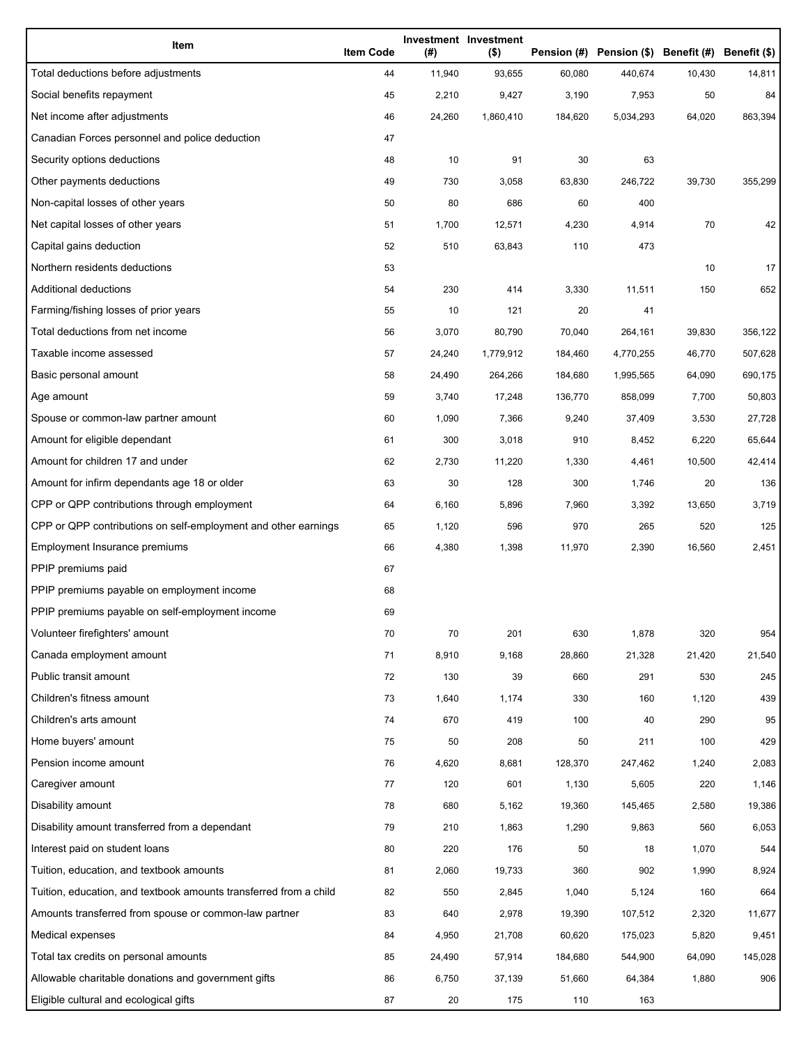| Item | Item Code | Investment (#) | Investment ($) | Pension (#) | Pension ($) | Benefit (#) | Benefit ($) |
|---|---|---|---|---|---|---|---|
| Total deductions before adjustments | 44 | 11,940 | 93,655 | 60,080 | 440,674 | 10,430 | 14,811 |
| Social benefits repayment | 45 | 2,210 | 9,427 | 3,190 | 7,953 | 50 | 84 |
| Net income after adjustments | 46 | 24,260 | 1,860,410 | 184,620 | 5,034,293 | 64,020 | 863,394 |
| Canadian Forces personnel and police deduction | 47 | | | | | | |
| Security options deductions | 48 | 10 | 91 | 30 | 63 | | |
| Other payments deductions | 49 | 730 | 3,058 | 63,830 | 246,722 | 39,730 | 355,299 |
| Non-capital losses of other years | 50 | 80 | 686 | 60 | 400 | | |
| Net capital losses of other years | 51 | 1,700 | 12,571 | 4,230 | 4,914 | 70 | 42 |
| Capital gains deduction | 52 | 510 | 63,843 | 110 | 473 | | |
| Northern residents deductions | 53 | | | | | 10 | 17 |
| Additional deductions | 54 | 230 | 414 | 3,330 | 11,511 | 150 | 652 |
| Farming/fishing losses of prior years | 55 | 10 | 121 | 20 | 41 | | |
| Total deductions from net income | 56 | 3,070 | 80,790 | 70,040 | 264,161 | 39,830 | 356,122 |
| Taxable income assessed | 57 | 24,240 | 1,779,912 | 184,460 | 4,770,255 | 46,770 | 507,628 |
| Basic personal amount | 58 | 24,490 | 264,266 | 184,680 | 1,995,565 | 64,090 | 690,175 |
| Age amount | 59 | 3,740 | 17,248 | 136,770 | 858,099 | 7,700 | 50,803 |
| Spouse or common-law partner amount | 60 | 1,090 | 7,366 | 9,240 | 37,409 | 3,530 | 27,728 |
| Amount for eligible dependant | 61 | 300 | 3,018 | 910 | 8,452 | 6,220 | 65,644 |
| Amount for children 17 and under | 62 | 2,730 | 11,220 | 1,330 | 4,461 | 10,500 | 42,414 |
| Amount for infirm dependants age 18 or older | 63 | 30 | 128 | 300 | 1,746 | 20 | 136 |
| CPP or QPP contributions through employment | 64 | 6,160 | 5,896 | 7,960 | 3,392 | 13,650 | 3,719 |
| CPP or QPP contributions on self-employment and other earnings | 65 | 1,120 | 596 | 970 | 265 | 520 | 125 |
| Employment Insurance premiums | 66 | 4,380 | 1,398 | 11,970 | 2,390 | 16,560 | 2,451 |
| PPIP premiums paid | 67 | | | | | | |
| PPIP premiums payable on employment income | 68 | | | | | | |
| PPIP premiums payable on self-employment income | 69 | | | | | | |
| Volunteer firefighters' amount | 70 | 70 | 201 | 630 | 1,878 | 320 | 954 |
| Canada employment amount | 71 | 8,910 | 9,168 | 28,860 | 21,328 | 21,420 | 21,540 |
| Public transit amount | 72 | 130 | 39 | 660 | 291 | 530 | 245 |
| Children's fitness amount | 73 | 1,640 | 1,174 | 330 | 160 | 1,120 | 439 |
| Children's arts amount | 74 | 670 | 419 | 100 | 40 | 290 | 95 |
| Home buyers' amount | 75 | 50 | 208 | 50 | 211 | 100 | 429 |
| Pension income amount | 76 | 4,620 | 8,681 | 128,370 | 247,462 | 1,240 | 2,083 |
| Caregiver amount | 77 | 120 | 601 | 1,130 | 5,605 | 220 | 1,146 |
| Disability amount | 78 | 680 | 5,162 | 19,360 | 145,465 | 2,580 | 19,386 |
| Disability amount transferred from a dependant | 79 | 210 | 1,863 | 1,290 | 9,863 | 560 | 6,053 |
| Interest paid on student loans | 80 | 220 | 176 | 50 | 18 | 1,070 | 544 |
| Tuition, education, and textbook amounts | 81 | 2,060 | 19,733 | 360 | 902 | 1,990 | 8,924 |
| Tuition, education, and textbook amounts transferred from a child | 82 | 550 | 2,845 | 1,040 | 5,124 | 160 | 664 |
| Amounts transferred from spouse or common-law partner | 83 | 640 | 2,978 | 19,390 | 107,512 | 2,320 | 11,677 |
| Medical expenses | 84 | 4,950 | 21,708 | 60,620 | 175,023 | 5,820 | 9,451 |
| Total tax credits on personal amounts | 85 | 24,490 | 57,914 | 184,680 | 544,900 | 64,090 | 145,028 |
| Allowable charitable donations and government gifts | 86 | 6,750 | 37,139 | 51,660 | 64,384 | 1,880 | 906 |
| Eligible cultural and ecological gifts | 87 | 20 | 175 | 110 | 163 | | |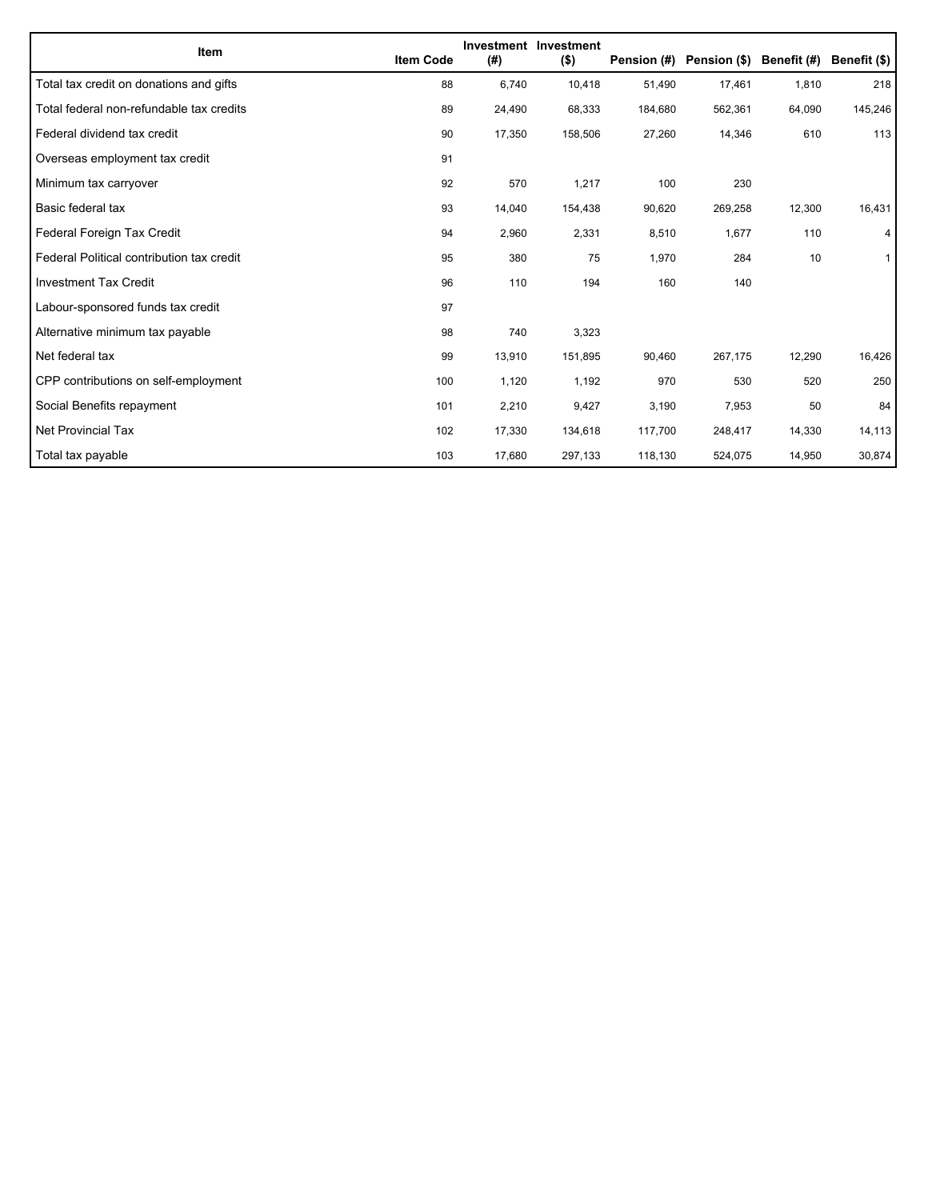| Item | Item Code | Investment (#) | Investment ($) | Pension (#) | Pension ($) | Benefit (#) | Benefit ($) |
|---|---|---|---|---|---|---|---|
| Total tax credit on donations and gifts | 88 | 6,740 | 10,418 | 51,490 | 17,461 | 1,810 | 218 |
| Total federal non-refundable tax credits | 89 | 24,490 | 68,333 | 184,680 | 562,361 | 64,090 | 145,246 |
| Federal dividend tax credit | 90 | 17,350 | 158,506 | 27,260 | 14,346 | 610 | 113 |
| Overseas employment tax credit | 91 | | | | | | |
| Minimum tax carryover | 92 | 570 | 1,217 | 100 | 230 | | |
| Basic federal tax | 93 | 14,040 | 154,438 | 90,620 | 269,258 | 12,300 | 16,431 |
| Federal Foreign Tax Credit | 94 | 2,960 | 2,331 | 8,510 | 1,677 | 110 | 4 |
| Federal Political contribution tax credit | 95 | 380 | 75 | 1,970 | 284 | 10 | 1 |
| Investment Tax Credit | 96 | 110 | 194 | 160 | 140 | | |
| Labour-sponsored funds tax credit | 97 | | | | | | |
| Alternative minimum tax payable | 98 | 740 | 3,323 | | | | |
| Net federal tax | 99 | 13,910 | 151,895 | 90,460 | 267,175 | 12,290 | 16,426 |
| CPP contributions on self-employment | 100 | 1,120 | 1,192 | 970 | 530 | 520 | 250 |
| Social Benefits repayment | 101 | 2,210 | 9,427 | 3,190 | 7,953 | 50 | 84 |
| Net Provincial Tax | 102 | 17,330 | 134,618 | 117,700 | 248,417 | 14,330 | 14,113 |
| Total tax payable | 103 | 17,680 | 297,133 | 118,130 | 524,075 | 14,950 | 30,874 |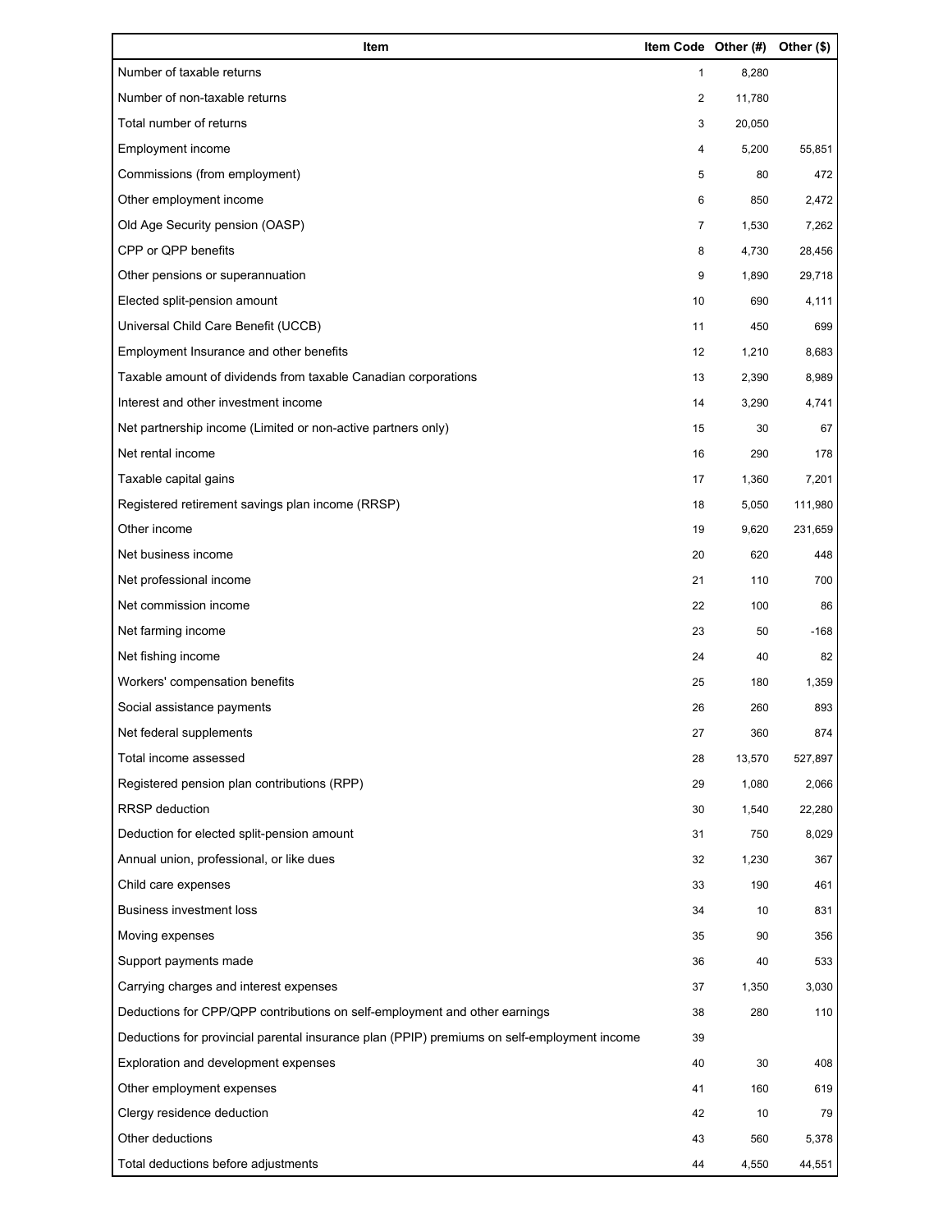| Item | Item Code | Other (#) | Other ($) |
| --- | --- | --- | --- |
| Number of taxable returns | 1 | 8,280 | |
| Number of non-taxable returns | 2 | 11,780 | |
| Total number of returns | 3 | 20,050 | |
| Employment income | 4 | 5,200 | 55,851 |
| Commissions (from employment) | 5 | 80 | 472 |
| Other employment income | 6 | 850 | 2,472 |
| Old Age Security pension (OASP) | 7 | 1,530 | 7,262 |
| CPP or QPP benefits | 8 | 4,730 | 28,456 |
| Other pensions or superannuation | 9 | 1,890 | 29,718 |
| Elected split-pension amount | 10 | 690 | 4,111 |
| Universal Child Care Benefit (UCCB) | 11 | 450 | 699 |
| Employment Insurance and other benefits | 12 | 1,210 | 8,683 |
| Taxable amount of dividends from taxable Canadian corporations | 13 | 2,390 | 8,989 |
| Interest and other investment income | 14 | 3,290 | 4,741 |
| Net partnership income (Limited or non-active partners only) | 15 | 30 | 67 |
| Net rental income | 16 | 290 | 178 |
| Taxable capital gains | 17 | 1,360 | 7,201 |
| Registered retirement savings plan income (RRSP) | 18 | 5,050 | 111,980 |
| Other income | 19 | 9,620 | 231,659 |
| Net business income | 20 | 620 | 448 |
| Net professional income | 21 | 110 | 700 |
| Net commission income | 22 | 100 | 86 |
| Net farming income | 23 | 50 | -168 |
| Net fishing income | 24 | 40 | 82 |
| Workers' compensation benefits | 25 | 180 | 1,359 |
| Social assistance payments | 26 | 260 | 893 |
| Net federal supplements | 27 | 360 | 874 |
| Total income assessed | 28 | 13,570 | 527,897 |
| Registered pension plan contributions (RPP) | 29 | 1,080 | 2,066 |
| RRSP deduction | 30 | 1,540 | 22,280 |
| Deduction for elected split-pension amount | 31 | 750 | 8,029 |
| Annual union, professional, or like dues | 32 | 1,230 | 367 |
| Child care expenses | 33 | 190 | 461 |
| Business investment loss | 34 | 10 | 831 |
| Moving expenses | 35 | 90 | 356 |
| Support payments made | 36 | 40 | 533 |
| Carrying charges and interest expenses | 37 | 1,350 | 3,030 |
| Deductions for CPP/QPP contributions on self-employment and other earnings | 38 | 280 | 110 |
| Deductions for provincial parental insurance plan (PPIP) premiums on self-employment income | 39 | | |
| Exploration and development expenses | 40 | 30 | 408 |
| Other employment expenses | 41 | 160 | 619 |
| Clergy residence deduction | 42 | 10 | 79 |
| Other deductions | 43 | 560 | 5,378 |
| Total deductions before adjustments | 44 | 4,550 | 44,551 |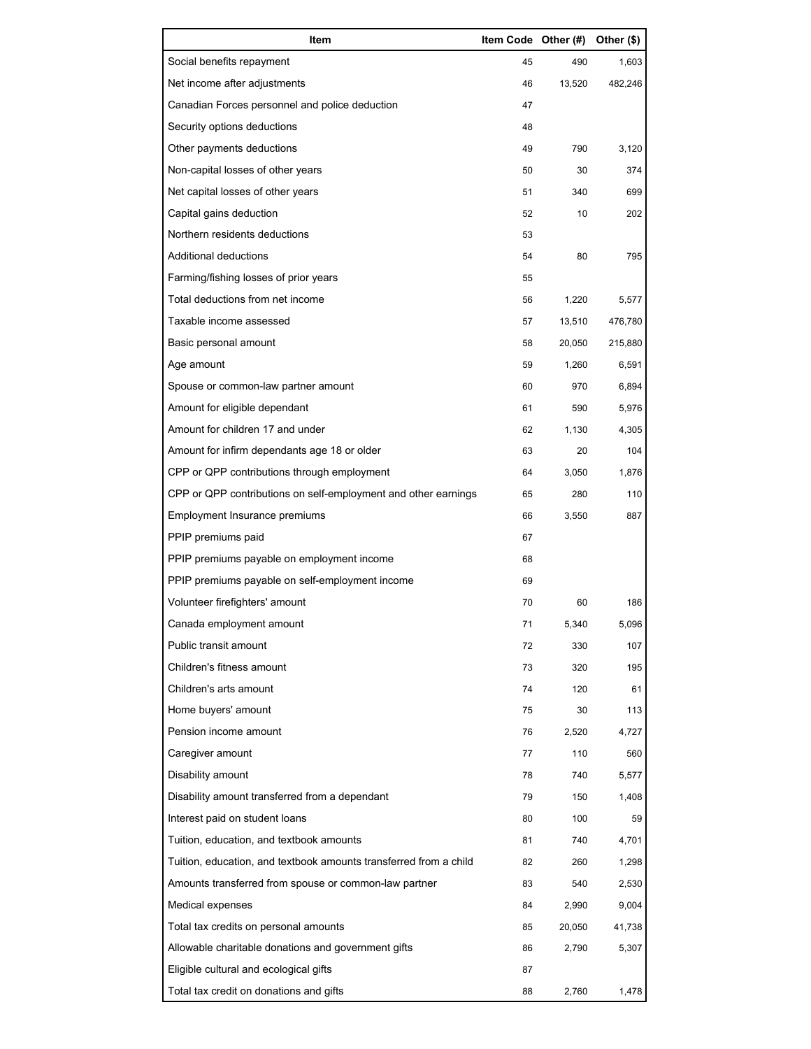| Item | Item Code | Other (#) | Other ($) |
|---|---|---|---|
| Social benefits repayment | 45 | 490 | 1,603 |
| Net income after adjustments | 46 | 13,520 | 482,246 |
| Canadian Forces personnel and police deduction | 47 | | |
| Security options deductions | 48 | | |
| Other payments deductions | 49 | 790 | 3,120 |
| Non-capital losses of other years | 50 | 30 | 374 |
| Net capital losses of other years | 51 | 340 | 699 |
| Capital gains deduction | 52 | 10 | 202 |
| Northern residents deductions | 53 | | |
| Additional deductions | 54 | 80 | 795 |
| Farming/fishing losses of prior years | 55 | | |
| Total deductions from net income | 56 | 1,220 | 5,577 |
| Taxable income assessed | 57 | 13,510 | 476,780 |
| Basic personal amount | 58 | 20,050 | 215,880 |
| Age amount | 59 | 1,260 | 6,591 |
| Spouse or common-law partner amount | 60 | 970 | 6,894 |
| Amount for eligible dependant | 61 | 590 | 5,976 |
| Amount for children 17 and under | 62 | 1,130 | 4,305 |
| Amount for infirm dependants age 18 or older | 63 | 20 | 104 |
| CPP or QPP contributions through employment | 64 | 3,050 | 1,876 |
| CPP or QPP contributions on self-employment and other earnings | 65 | 280 | 110 |
| Employment Insurance premiums | 66 | 3,550 | 887 |
| PPIP premiums paid | 67 | | |
| PPIP premiums payable on employment income | 68 | | |
| PPIP premiums payable on self-employment income | 69 | | |
| Volunteer firefighters' amount | 70 | 60 | 186 |
| Canada employment amount | 71 | 5,340 | 5,096 |
| Public transit amount | 72 | 330 | 107 |
| Children's fitness amount | 73 | 320 | 195 |
| Children's arts amount | 74 | 120 | 61 |
| Home buyers' amount | 75 | 30 | 113 |
| Pension income amount | 76 | 2,520 | 4,727 |
| Caregiver amount | 77 | 110 | 560 |
| Disability amount | 78 | 740 | 5,577 |
| Disability amount transferred from a dependant | 79 | 150 | 1,408 |
| Interest paid on student loans | 80 | 100 | 59 |
| Tuition, education, and textbook amounts | 81 | 740 | 4,701 |
| Tuition, education, and textbook amounts transferred from a child | 82 | 260 | 1,298 |
| Amounts transferred from spouse or common-law partner | 83 | 540 | 2,530 |
| Medical expenses | 84 | 2,990 | 9,004 |
| Total tax credits on personal amounts | 85 | 20,050 | 41,738 |
| Allowable charitable donations and government gifts | 86 | 2,790 | 5,307 |
| Eligible cultural and ecological gifts | 87 | | |
| Total tax credit on donations and gifts | 88 | 2,760 | 1,478 |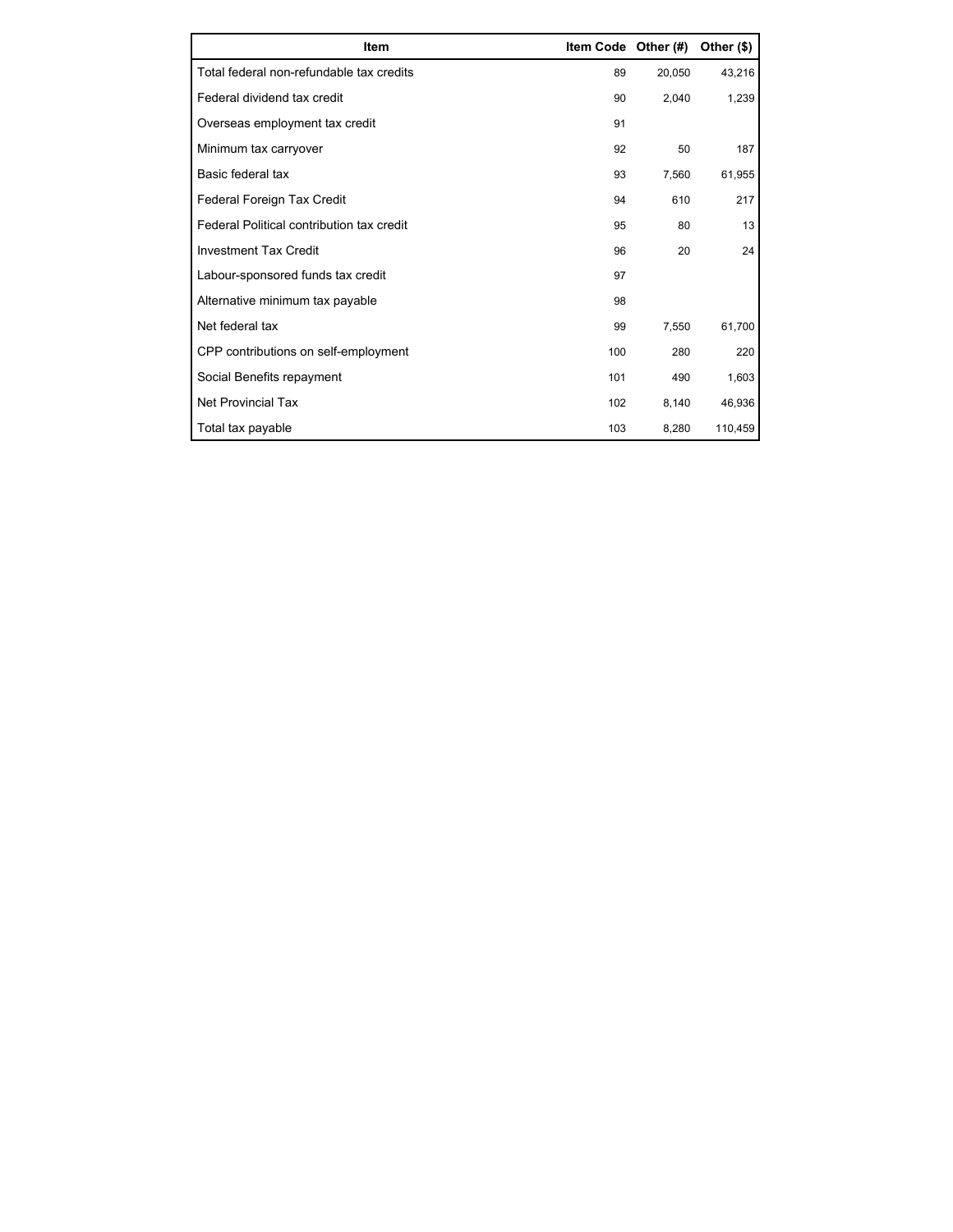| Item | Item Code | Other (#) | Other ($) |
| --- | --- | --- | --- |
| Total federal non-refundable tax credits | 89 | 20,050 | 43,216 |
| Federal dividend tax credit | 90 | 2,040 | 1,239 |
| Overseas employment tax credit | 91 | | |
| Minimum tax carryover | 92 | 50 | 187 |
| Basic federal tax | 93 | 7,560 | 61,955 |
| Federal Foreign Tax Credit | 94 | 610 | 217 |
| Federal Political contribution tax credit | 95 | 80 | 13 |
| Investment Tax Credit | 96 | 20 | 24 |
| Labour-sponsored funds tax credit | 97 | | |
| Alternative minimum tax payable | 98 | | |
| Net federal tax | 99 | 7,550 | 61,700 |
| CPP contributions on self-employment | 100 | 280 | 220 |
| Social Benefits repayment | 101 | 490 | 1,603 |
| Net Provincial Tax | 102 | 8,140 | 46,936 |
| Total tax payable | 103 | 8,280 | 110,459 |